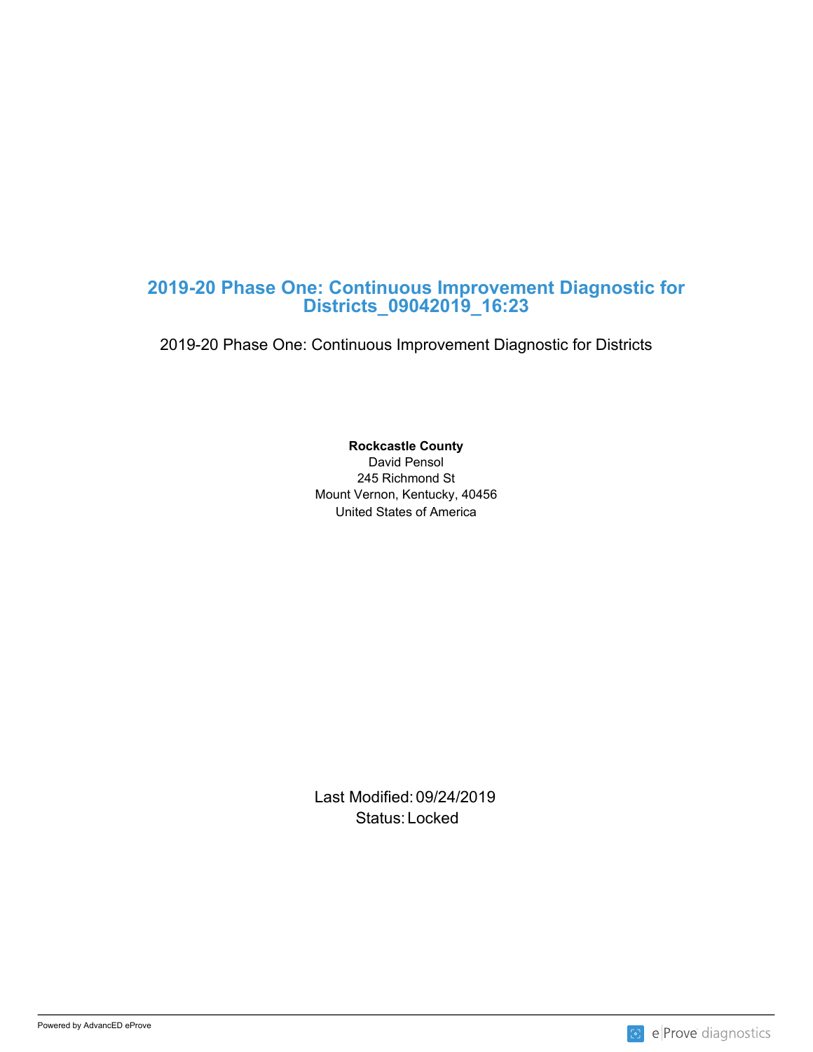# 2019-20 Phase One: Continuous Improvement Diagnostic for Districts_09042019_16:23

2019-20 Phase One: Continuous Improvement Diagnostic for Districts

**Rockcastle County**
David Pensol
245 Richmond St
Mount Vernon, Kentucky, 40456
United States of America

Last Modified: 09/24/2019
Status: Locked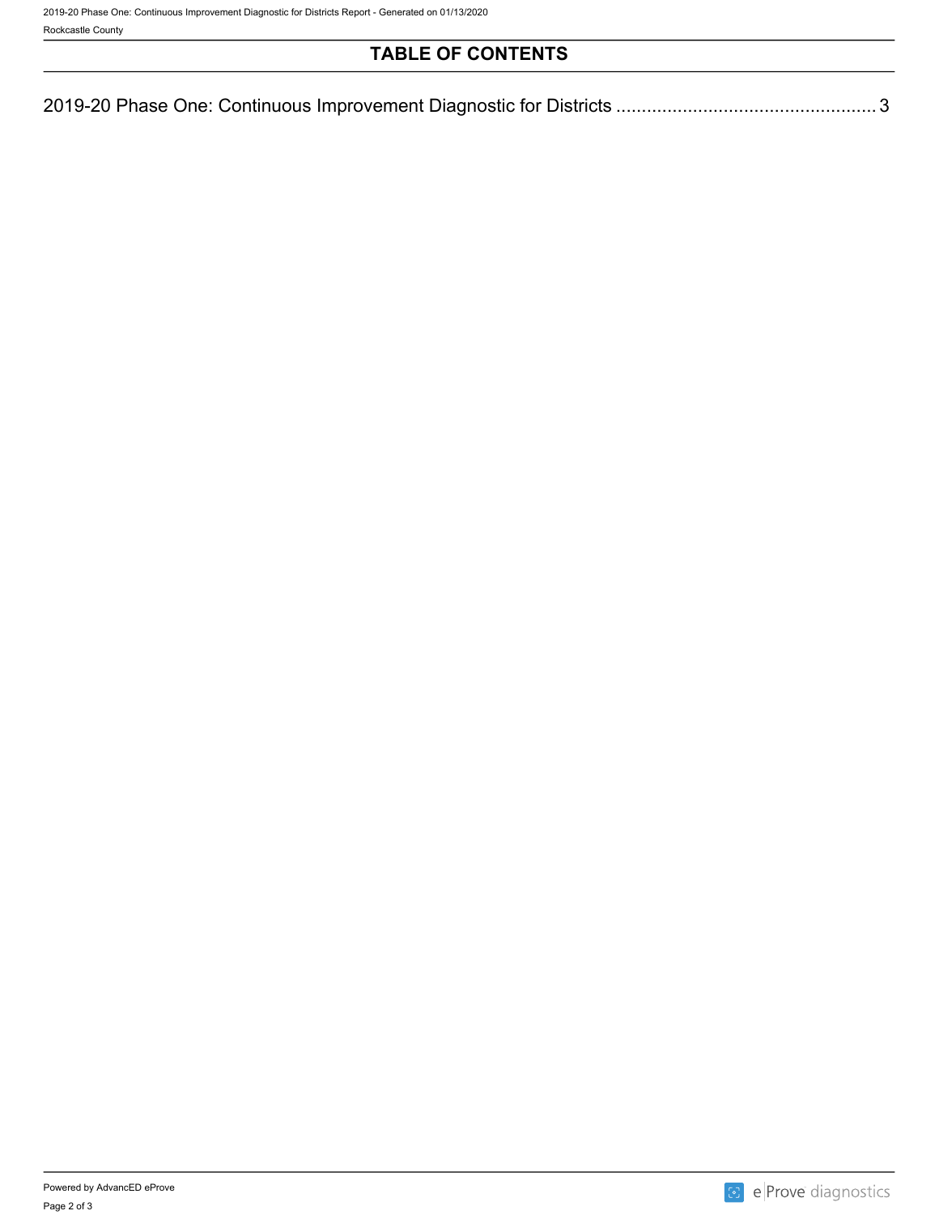# TABLE OF CONTENTS

2019-20 Phase One: Continuous Improvement Diagnostic for Districts .................................................. 3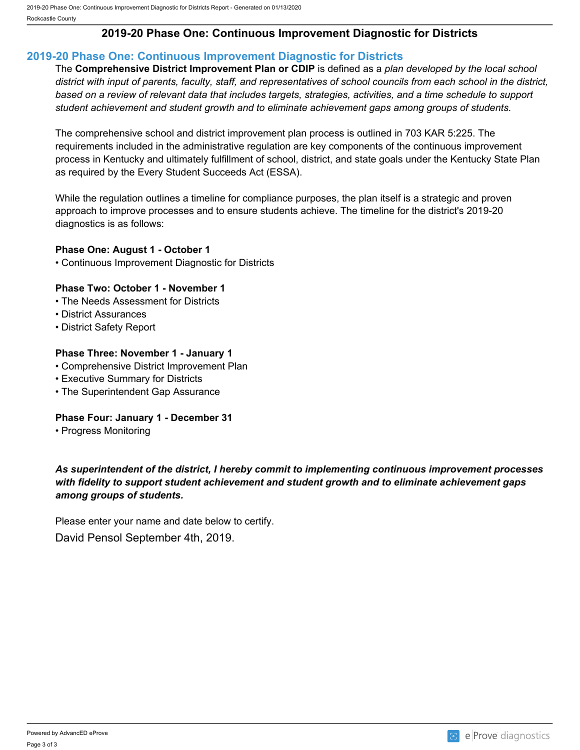# 2019-20 Phase One: Continuous Improvement Diagnostic for Districts

## 2019-20 Phase One: Continuous Improvement Diagnostic for Districts

The **Comprehensive District Improvement Plan or CDIP** is defined as a *plan developed by the local school district with input of parents, faculty, staff, and representatives of school councils from each school in the district, based on a review of relevant data that includes targets, strategies, activities, and a time schedule to support student achievement and student growth and to eliminate achievement gaps among groups of students.*

The comprehensive school and district improvement plan process is outlined in 703 KAR 5:225. The requirements included in the administrative regulation are key components of the continuous improvement process in Kentucky and ultimately fulfillment of school, district, and state goals under the Kentucky State Plan as required by the Every Student Succeeds Act (ESSA).

While the regulation outlines a timeline for compliance purposes, the plan itself is a strategic and proven approach to improve processes and to ensure students achieve. The timeline for the district's 2019-20 diagnostics is as follows:

**Phase One: August 1 - October 1**
- Continuous Improvement Diagnostic for Districts

**Phase Two: October 1 - November 1**
- The Needs Assessment for Districts
- District Assurances
- District Safety Report

**Phase Three: November 1 - January 1**
- Comprehensive District Improvement Plan
- Executive Summary for Districts
- The Superintendent Gap Assurance

**Phase Four: January 1 - December 31**
- Progress Monitoring

***As superintendent of the district, I hereby commit to implementing continuous improvement processes with fidelity to support student achievement and student growth and to eliminate achievement gaps among groups of students.***

Please enter your name and date below to certify.

David Pensol September 4th, 2019.